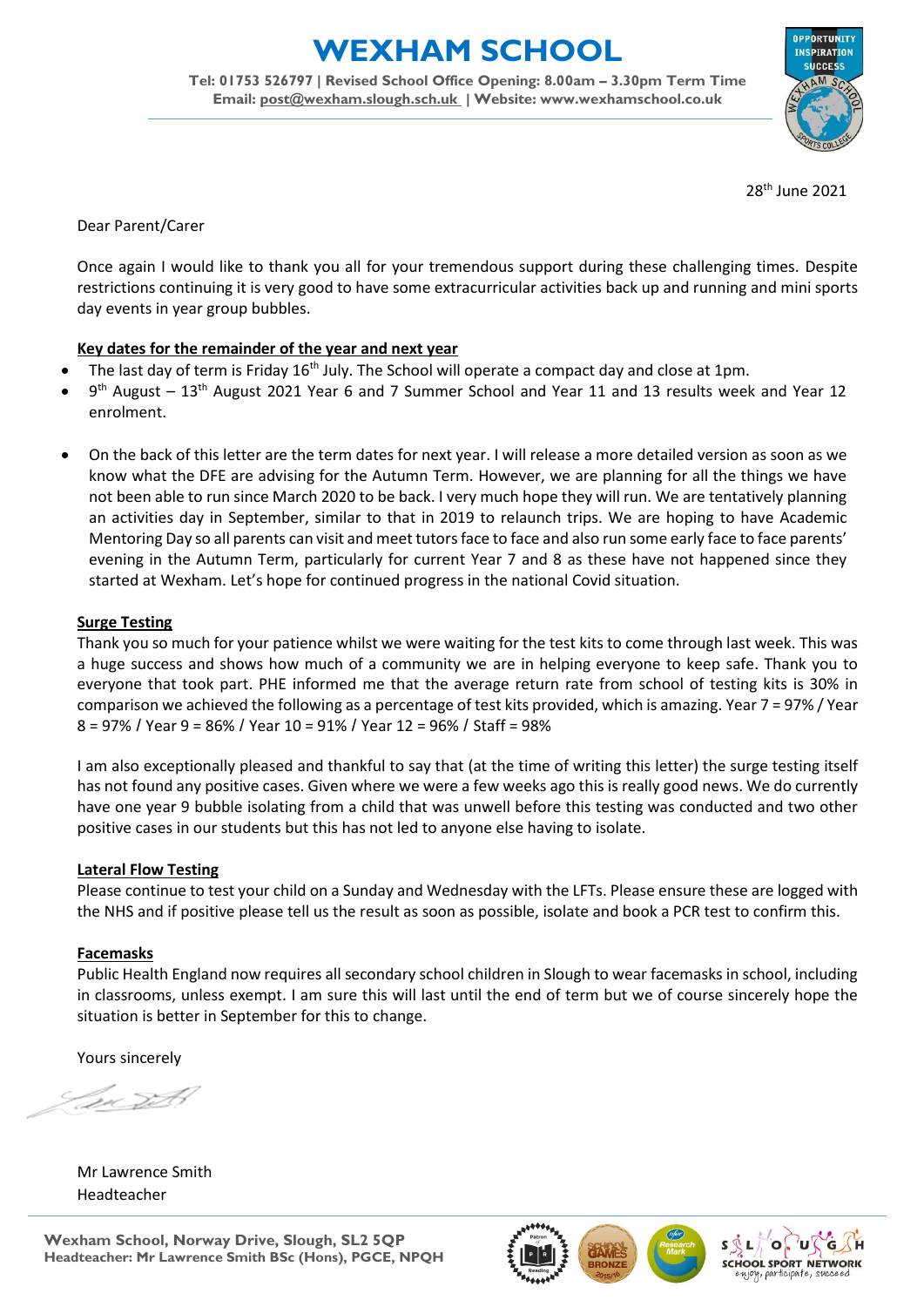# WEXHAM SCHOOL

**Tel: 01753 526797 | Revised School Office Opening: 8.00am – 3.30pm Term Time**
**Email: post@wexham.slough.sch.uk | Website: www.wexhamschool.co.uk**

28th June 2021

Dear Parent/Carer

Once again I would like to thank you all for your tremendous support during these challenging times. Despite restrictions continuing it is very good to have some extracurricular activities back up and running and mini sports day events in year group bubbles.

**Key dates for the remainder of the year and next year**

- The last day of term is Friday 16th July. The School will operate a compact day and close at 1pm.
- 9th August – 13th August 2021 Year 6 and 7 Summer School and Year 11 and 13 results week and Year 12 enrolment.
- On the back of this letter are the term dates for next year. I will release a more detailed version as soon as we know what the DFE are advising for the Autumn Term. However, we are planning for all the things we have not been able to run since March 2020 to be back. I very much hope they will run. We are tentatively planning an activities day in September, similar to that in 2019 to relaunch trips. We are hoping to have Academic Mentoring Day so all parents can visit and meet tutors face to face and also run some early face to face parents' evening in the Autumn Term, particularly for current Year 7 and 8 as these have not happened since they started at Wexham. Let's hope for continued progress in the national Covid situation.

**Surge Testing**

Thank you so much for your patience whilst we were waiting for the test kits to come through last week. This was a huge success and shows how much of a community we are in helping everyone to keep safe. Thank you to everyone that took part. PHE informed me that the average return rate from school of testing kits is 30% in comparison we achieved the following as a percentage of test kits provided, which is amazing. Year 7 = 97% / Year 8 = 97% / Year 9 = 86% / Year 10 = 91% / Year 12 = 96% / Staff = 98%

I am also exceptionally pleased and thankful to say that (at the time of writing this letter) the surge testing itself has not found any positive cases. Given where we were a few weeks ago this is really good news. We do currently have one year 9 bubble isolating from a child that was unwell before this testing was conducted and two other positive cases in our students but this has not led to anyone else having to isolate.

**Lateral Flow Testing**

Please continue to test your child on a Sunday and Wednesday with the LFTs. Please ensure these are logged with the NHS and if positive please tell us the result as soon as possible, isolate and book a PCR test to confirm this.

**Facemasks**

Public Health England now requires all secondary school children in Slough to wear facemasks in school, including in classrooms, unless exempt. I am sure this will last until the end of term but we of course sincerely hope the situation is better in September for this to change.

Yours sincerely

Mr Lawrence Smith
Headteacher

**Wexham School, Norway Drive, Slough, SL2 5QP**
**Headteacher: Mr Lawrence Smith BSc (Hons), PGCE, NPQH**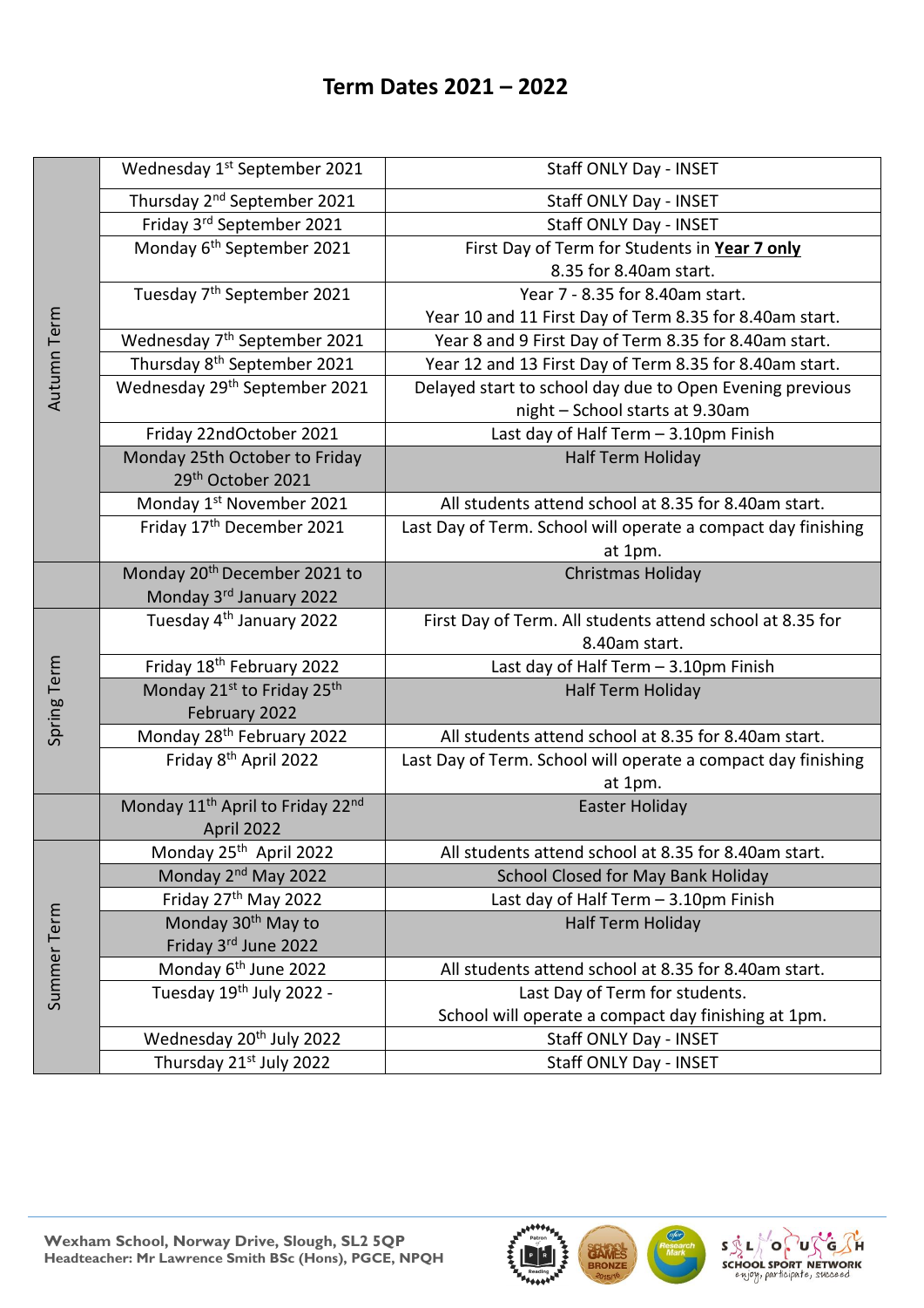# Term Dates 2021 – 2022

| | | |
|---|---|---|
| Autumn Term | Wednesday 1st September 2021 | Staff ONLY Day - INSET |
| | Thursday 2nd September 2021 | Staff ONLY Day - INSET |
| | Friday 3rd September 2021 | Staff ONLY Day - INSET |
| | Monday 6th September 2021 | First Day of Term for Students in **Year 7 only** 8.35 for 8.40am start. |
| | Tuesday 7th September 2021 | Year 7 - 8.35 for 8.40am start. Year 10 and 11 First Day of Term 8.35 for 8.40am start. |
| | Wednesday 7th September 2021 | Year 8 and 9 First Day of Term 8.35 for 8.40am start. |
| | Thursday 8th September 2021 | Year 12 and 13 First Day of Term 8.35 for 8.40am start. |
| | Wednesday 29th September 2021 | Delayed start to school day due to Open Evening previous night – School starts at 9.30am |
| | Friday 22ndOctober 2021 | Last day of Half Term – 3.10pm Finish |
| | Monday 25th October to Friday 29th October 2021 | Half Term Holiday |
| | Monday 1st November 2021 | All students attend school at 8.35 for 8.40am start. |
| | Friday 17th December 2021 | Last Day of Term. School will operate a compact day finishing at 1pm. |
| | Monday 20th December 2021 to Monday 3rd January 2022 | Christmas Holiday |
| Spring Term | Tuesday 4th January 2022 | First Day of Term. All students attend school at 8.35 for 8.40am start. |
| | Friday 18th February 2022 | Last day of Half Term – 3.10pm Finish |
| | Monday 21st to Friday 25th February 2022 | Half Term Holiday |
| | Monday 28th February 2022 | All students attend school at 8.35 for 8.40am start. |
| | Friday 8th April 2022 | Last Day of Term. School will operate a compact day finishing at 1pm. |
| | Monday 11th April to Friday 22nd April 2022 | Easter Holiday |
| Summer Term | Monday 25th April 2022 | All students attend school at 8.35 for 8.40am start. |
| | Monday 2nd May 2022 | School Closed for May Bank Holiday |
| | Friday 27th May 2022 | Last day of Half Term – 3.10pm Finish |
| | Monday 30th May to Friday 3rd June 2022 | Half Term Holiday |
| | Monday 6th June 2022 | All students attend school at 8.35 for 8.40am start. |
| | Tuesday 19th July 2022 - | Last Day of Term for students. School will operate a compact day finishing at 1pm. |
| | Wednesday 20th July 2022 | Staff ONLY Day - INSET |
| | Thursday 21st July 2022 | Staff ONLY Day - INSET |

**Wexham School, Norway Drive, Slough, SL2 5QP**
**Headteacher: Mr Lawrence Smith BSc (Hons), PGCE, NPQH**